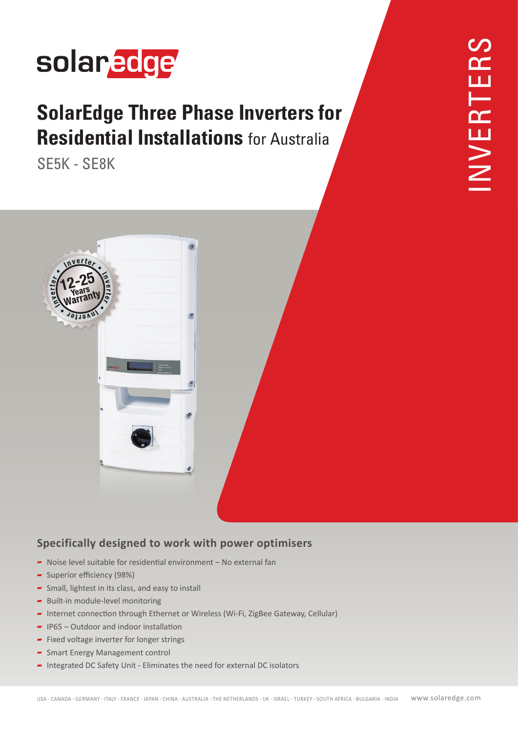# SolarEdge Three Phase Inverters for Residential Installations for Australia

SE5K - SE8K

INVERTERS

## Specifically designed to work with power optimisers

- Noise level suitable for residential environment – No external fan
- Superior efficiency (98%)
- Small, lightest in its class, and easy to install
- Built-in module-level monitoring
- Internet connection through Ethernet or Wireless (Wi-Fi, ZigBee Gateway, Cellular)
- IP65 – Outdoor and indoor installation
- Fixed voltage inverter for longer strings
- Smart Energy Management control
- Integrated DC Safety Unit - Eliminates the need for external DC isolators

USA - CANADA - GERMANY - ITALY - FRANCE - JAPAN - CHINA - AUSTRALIA - THE NETHERLANDS - UK - ISRAEL - TURKEY - SOUTH AFRICA - BULGARIA - INDIA     www.solaredge.com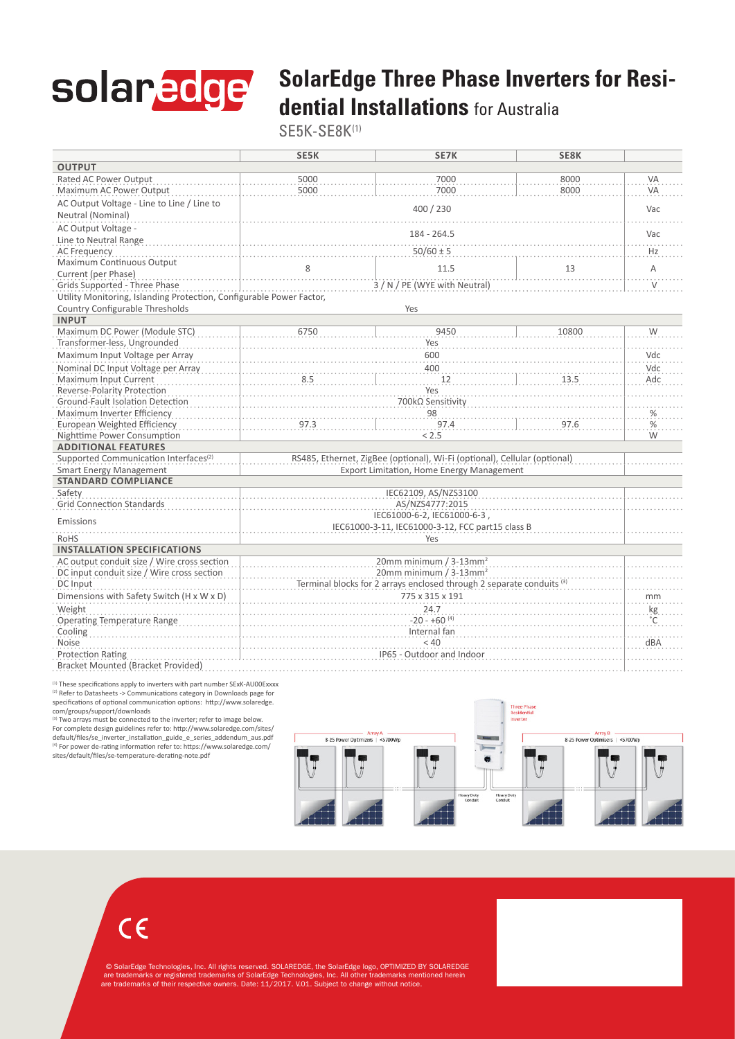# SolarEdge Three Phase Inverters for Residential Installations for Australia

SE5K-SE8K[1]

| | SE5K | SE7K | SE8K | |
|---|---|---|---|---|
| **OUTPUT** | | | | |
| Rated AC Power Output | 5000 | 7000 | 8000 | VA |
| Maximum AC Power Output | 5000 | 7000 | 8000 | VA |
| AC Output Voltage - Line to Line / Line to Neutral (Nominal) | 400 / 230 | | | Vac |
| AC Output Voltage - Line to Neutral Range | 184 - 264.5 | | | Vac |
| AC Frequency | 50/60 ± 5 | | | Hz |
| Maximum Continuous Output Current (per Phase) | 8 | 11.5 | 13 | A |
| Grids Supported - Three Phase | 3 / N / PE (WYE with Neutral) | | | V |
| Utility Monitoring, Islanding Protection, Configurable Power Factor, Country Configurable Thresholds | Yes | | | |
| **INPUT** | | | | |
| Maximum DC Power (Module STC) | 6750 | 9450 | 10800 | W |
| Transformer-less, Ungrounded | Yes | | | |
| Maximum Input Voltage per Array | 600 | | | Vdc |
| Nominal DC Input Voltage per Array | 400 | | | Vdc |
| Maximum Input Current | 8.5 | 12 | 13.5 | Adc |
| Reverse-Polarity Protection | Yes | | | |
| Ground-Fault Isolation Detection | 700kΩ Sensitivity | | | |
| Maximum Inverter Efficiency | 98 | | | % |
| European Weighted Efficiency | 97.3 | 97.4 | 97.6 | % |
| Nighttime Power Consumption | < 2.5 | | | W |
| **ADDITIONAL FEATURES** | | | | |
| Supported Communication Interfaces[2] | RS485, Ethernet, ZigBee (optional), Wi-Fi (optional), Cellular (optional) | | | |
| Smart Energy Management | Export Limitation, Home Energy Management | | | |
| **STANDARD COMPLIANCE** | | | | |
| Safety | IEC62109, AS/NZS3100 | | | |
| Grid Connection Standards | AS/NZS4777:2015 | | | |
| Emissions | IEC61000-6-2, IEC61000-6-3, IEC61000-3-11, IEC61000-3-12, FCC part15 class B | | | |
| RoHS | Yes | | | |
| **INSTALLATION SPECIFICATIONS** | | | | |
| AC output conduit size / Wire cross section | 20mm minimum / 3-13mm² | | | |
| DC input conduit size / Wire cross section | 20mm minimum / 3-13mm² | | | |
| DC Input | Terminal blocks for 2 arrays enclosed through 2 separate conduits [3] | | | |
| Dimensions with Safety Switch (H x W x D) | 775 x 315 x 191 | | | mm |
| Weight | 24.7 | | | kg |
| Operating Temperature Range | -20 - +60 [4] | | | °C |
| Cooling | Internal fan | | | |
| Noise | < 40 | | | dBA |
| Protection Rating | IP65 - Outdoor and Indoor | | | |
| Bracket Mounted (Bracket Provided) | | | | |

[1] These specifications apply to inverters with part number SExK-AU00Exxxx
[2] Refer to Datasheets -> Communications category in Downloads page for specifications of optional communication options: http://www.solaredge.com/groups/support/downloads
[3] Two arrays must be connected to the inverter; refer to image below. For complete design guidelines refer to: http://www.solaredge.com/sites/default/files/se_inverter_installation_guide_e_series_addendum_aus.pdf
[4] For power de-rating information refer to: https://www.solaredge.com/sites/default/files/se-temperature-derating-note.pdf

Three Phase Residential Inverter
Array A
8-25 Power Optimizers | <5700Wp
Array B
8-25 Power Optimizers | <5700Wp
Heavy Duty Conduit
Heavy Duty Conduit

© SolarEdge Technologies, Inc. All rights reserved. SOLAREDGE, the SolarEdge logo, OPTIMIZED BY SOLAREDGE are trademarks or registered trademarks of SolarEdge Technologies, Inc. All other trademarks mentioned herein are trademarks of their respective owners. Date: 11/2017. V.01. Subject to change without notice.